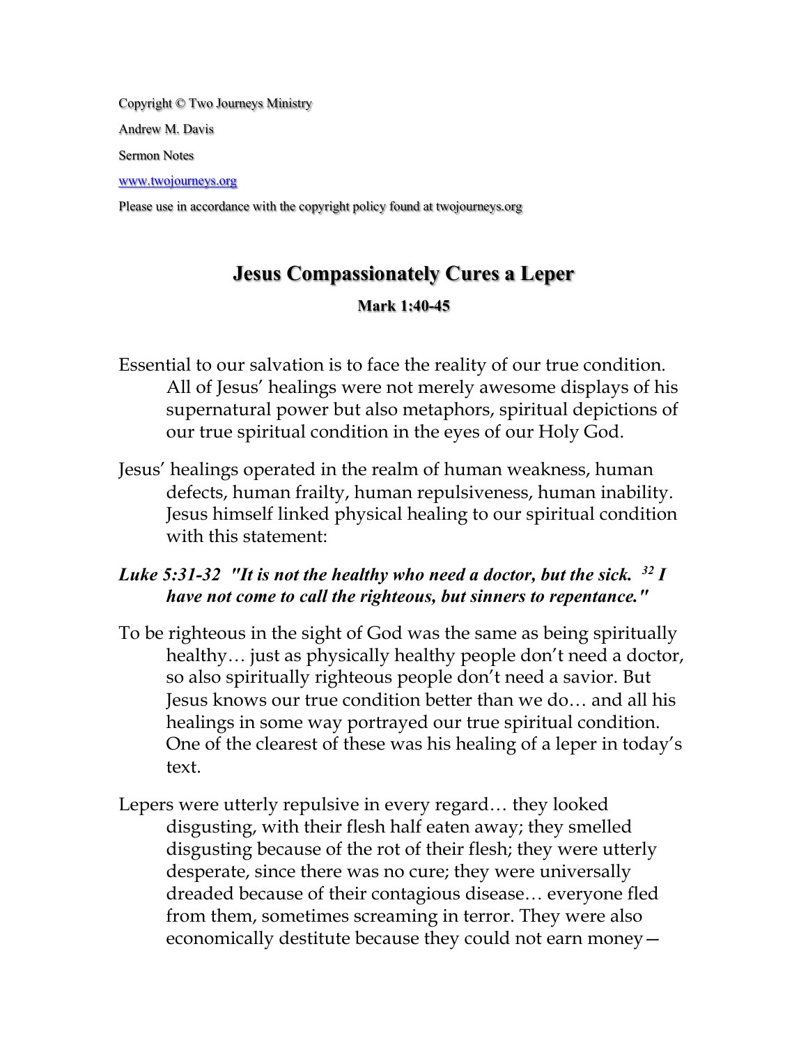Copyright © Two Journeys Ministry

Andrew M. Davis

Sermon Notes

www.twojourneys.org

Please use in accordance with the copyright policy found at twojourneys.org

# Jesus Compassionately Cures a Leper

### Mark 1:40-45

Essential to our salvation is to face the reality of our true condition. All of Jesus' healings were not merely awesome displays of his supernatural power but also metaphors, spiritual depictions of our true spiritual condition in the eyes of our Holy God.

Jesus' healings operated in the realm of human weakness, human defects, human frailty, human repulsiveness, human inability. Jesus himself linked physical healing to our spiritual condition with this statement:

***Luke 5:31-32 "It is not the healthy who need a doctor, but the sick. 32 I have not come to call the righteous, but sinners to repentance."***

To be righteous in the sight of God was the same as being spiritually healthy… just as physically healthy people don't need a doctor, so also spiritually righteous people don't need a savior. But Jesus knows our true condition better than we do… and all his healings in some way portrayed our true spiritual condition. One of the clearest of these was his healing of a leper in today's text.

Lepers were utterly repulsive in every regard… they looked disgusting, with their flesh half eaten away; they smelled disgusting because of the rot of their flesh; they were utterly desperate, since there was no cure; they were universally dreaded because of their contagious disease… everyone fled from them, sometimes screaming in terror. They were also economically destitute because they could not earn money—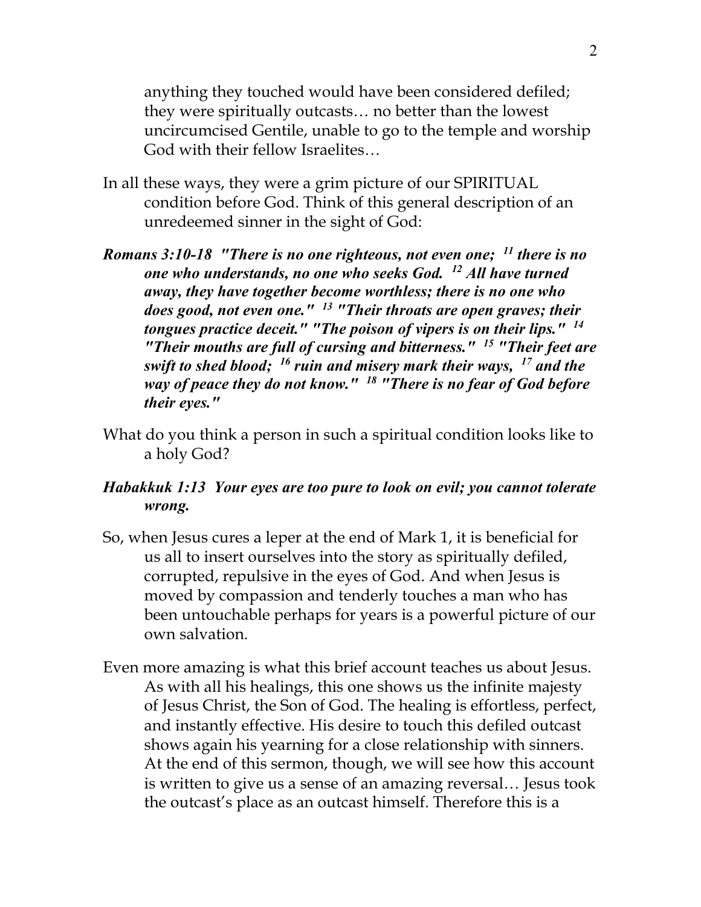anything they touched would have been considered defiled; they were spiritually outcasts… no better than the lowest uncircumcised Gentile, unable to go to the temple and worship God with their fellow Israelites…

In all these ways, they were a grim picture of our SPIRITUAL condition before God. Think of this general description of an unredeemed sinner in the sight of God:

***Romans 3:10-18 "There is no one righteous, not even one; [11] there is no one who understands, no one who seeks God. [12] All have turned away, they have together become worthless; there is no one who does good, not even one." [13] "Their throats are open graves; their tongues practice deceit." "The poison of vipers is on their lips." [14] "Their mouths are full of cursing and bitterness." [15] "Their feet are swift to shed blood; [16] ruin and misery mark their ways, [17] and the way of peace they do not know." [18] "There is no fear of God before their eyes."***

What do you think a person in such a spiritual condition looks like to a holy God?

***Habakkuk 1:13 Your eyes are too pure to look on evil; you cannot tolerate wrong.***

So, when Jesus cures a leper at the end of Mark 1, it is beneficial for us all to insert ourselves into the story as spiritually defiled, corrupted, repulsive in the eyes of God. And when Jesus is moved by compassion and tenderly touches a man who has been untouchable perhaps for years is a powerful picture of our own salvation.

Even more amazing is what this brief account teaches us about Jesus. As with all his healings, this one shows us the infinite majesty of Jesus Christ, the Son of God. The healing is effortless, perfect, and instantly effective. His desire to touch this defiled outcast shows again his yearning for a close relationship with sinners. At the end of this sermon, though, we will see how this account is written to give us a sense of an amazing reversal… Jesus took the outcast's place as an outcast himself. Therefore this is a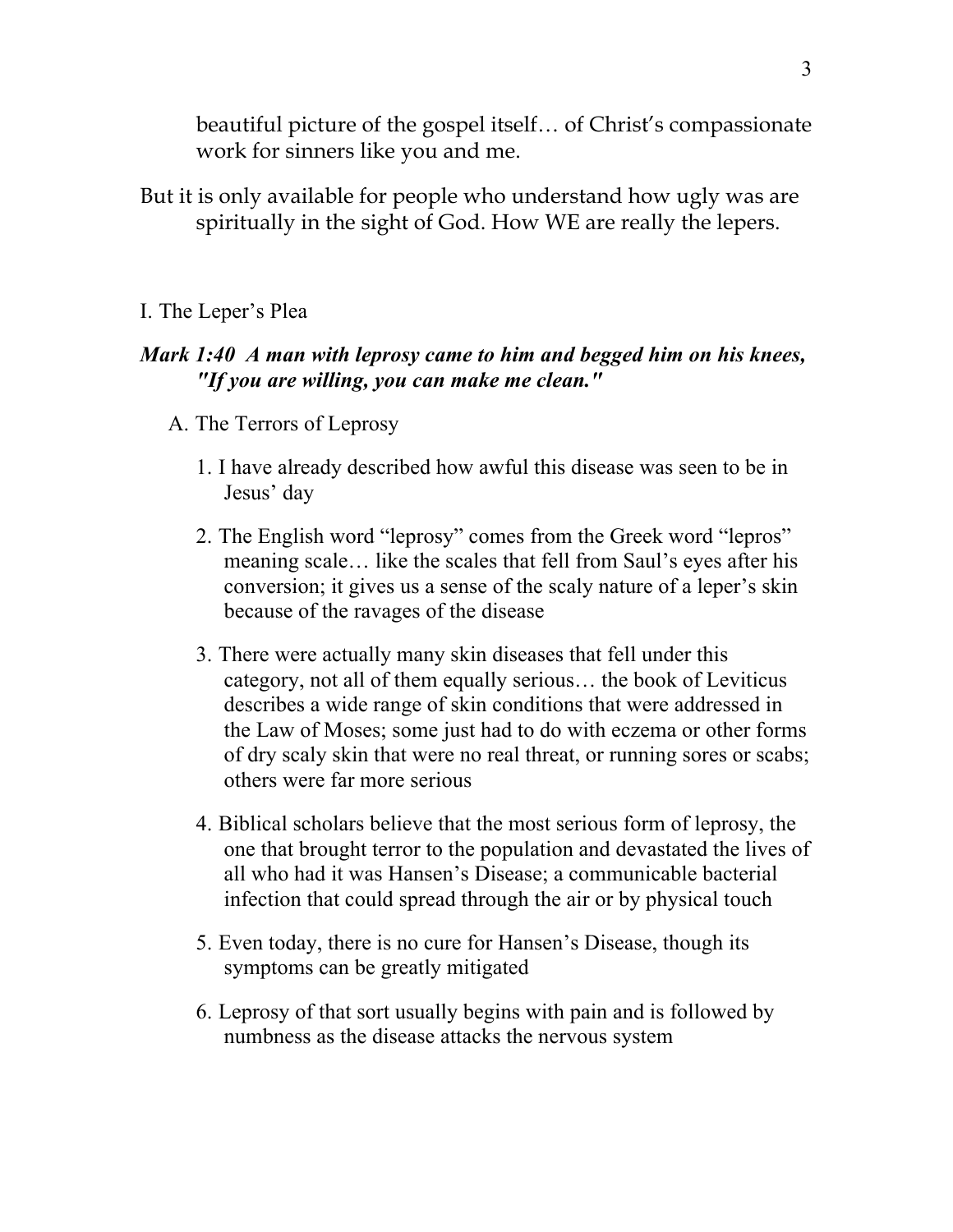beautiful picture of the gospel itself… of Christ's compassionate work for sinners like you and me.

But it is only available for people who understand how ugly was are spiritually in the sight of God. How WE are really the lepers.

I. The Leper's Plea

***Mark 1:40  A man with leprosy came to him and begged him on his knees, "If you are willing, you can make me clean."***

A. The Terrors of Leprosy

1. I have already described how awful this disease was seen to be in Jesus' day

2. The English word "leprosy" comes from the Greek word "lepros" meaning scale… like the scales that fell from Saul's eyes after his conversion; it gives us a sense of the scaly nature of a leper's skin because of the ravages of the disease

3. There were actually many skin diseases that fell under this category, not all of them equally serious… the book of Leviticus describes a wide range of skin conditions that were addressed in the Law of Moses; some just had to do with eczema or other forms of dry scaly skin that were no real threat, or running sores or scabs; others were far more serious

4. Biblical scholars believe that the most serious form of leprosy, the one that brought terror to the population and devastated the lives of all who had it was Hansen's Disease; a communicable bacterial infection that could spread through the air or by physical touch

5. Even today, there is no cure for Hansen's Disease, though its symptoms can be greatly mitigated

6. Leprosy of that sort usually begins with pain and is followed by numbness as the disease attacks the nervous system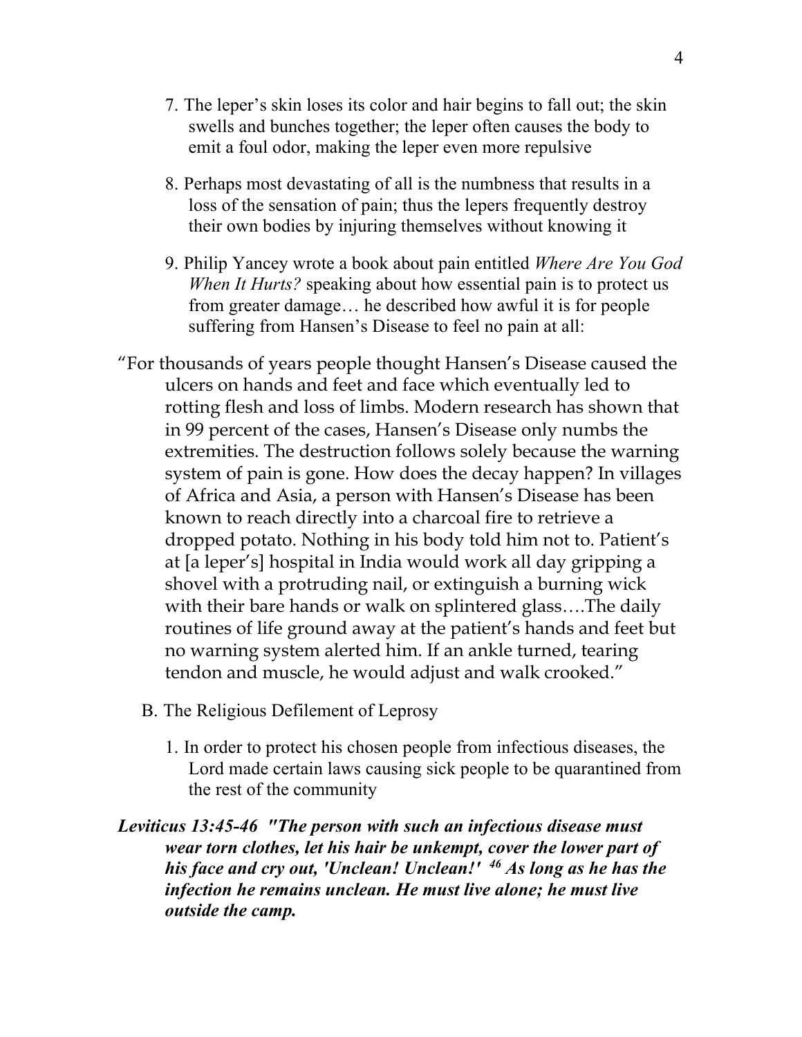7. The leper's skin loses its color and hair begins to fall out; the skin swells and bunches together; the leper often causes the body to emit a foul odor, making the leper even more repulsive

8. Perhaps most devastating of all is the numbness that results in a loss of the sensation of pain; thus the lepers frequently destroy their own bodies by injuring themselves without knowing it

9. Philip Yancey wrote a book about pain entitled *Where Are You God When It Hurts?* speaking about how essential pain is to protect us from greater damage… he described how awful it is for people suffering from Hansen's Disease to feel no pain at all:

"For thousands of years people thought Hansen's Disease caused the ulcers on hands and feet and face which eventually led to rotting flesh and loss of limbs. Modern research has shown that in 99 percent of the cases, Hansen's Disease only numbs the extremities. The destruction follows solely because the warning system of pain is gone. How does the decay happen? In villages of Africa and Asia, a person with Hansen's Disease has been known to reach directly into a charcoal fire to retrieve a dropped potato. Nothing in his body told him not to. Patient's at [a leper's] hospital in India would work all day gripping a shovel with a protruding nail, or extinguish a burning wick with their bare hands or walk on splintered glass….The daily routines of life ground away at the patient's hands and feet but no warning system alerted him. If an ankle turned, tearing tendon and muscle, he would adjust and walk crooked."

B. The Religious Defilement of Leprosy

1. In order to protect his chosen people from infectious diseases, the Lord made certain laws causing sick people to be quarantined from the rest of the community

***Leviticus 13:45-46 "The person with such an infectious disease must wear torn clothes, let his hair be unkempt, cover the lower part of his face and cry out, 'Unclean! Unclean!' 46 As long as he has the infection he remains unclean. He must live alone; he must live outside the camp.***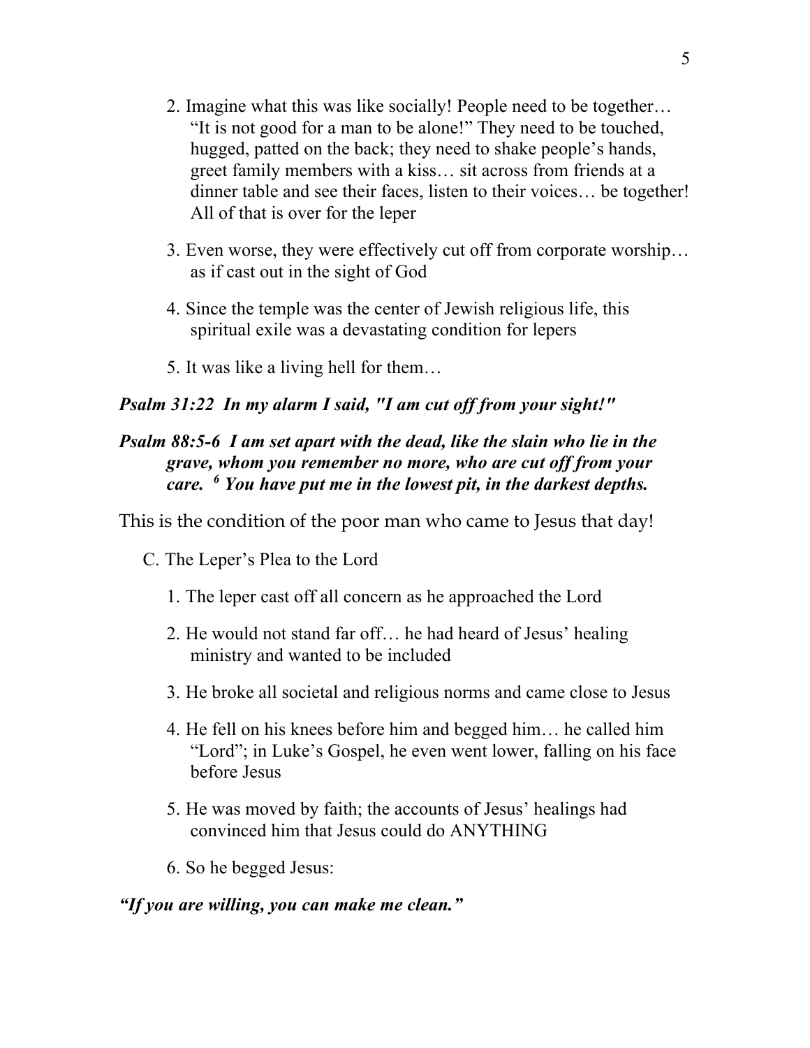2. Imagine what this was like socially! People need to be together… "It is not good for a man to be alone!" They need to be touched, hugged, patted on the back; they need to shake people's hands, greet family members with a kiss… sit across from friends at a dinner table and see their faces, listen to their voices… be together! All of that is over for the leper

3. Even worse, they were effectively cut off from corporate worship… as if cast out in the sight of God

4. Since the temple was the center of Jewish religious life, this spiritual exile was a devastating condition for lepers

5. It was like a living hell for them…

***Psalm 31:22 In my alarm I said, "I am cut off from your sight!"***

***Psalm 88:5-6 I am set apart with the dead, like the slain who lie in the grave, whom you remember no more, who are cut off from your care. 6 You have put me in the lowest pit, in the darkest depths.***

This is the condition of the poor man who came to Jesus that day!

C. The Leper's Plea to the Lord

1. The leper cast off all concern as he approached the Lord

2. He would not stand far off… he had heard of Jesus' healing ministry and wanted to be included

3. He broke all societal and religious norms and came close to Jesus

4. He fell on his knees before him and begged him… he called him "Lord"; in Luke's Gospel, he even went lower, falling on his face before Jesus

5. He was moved by faith; the accounts of Jesus' healings had convinced him that Jesus could do ANYTHING

6. So he begged Jesus:

***"If you are willing, you can make me clean."***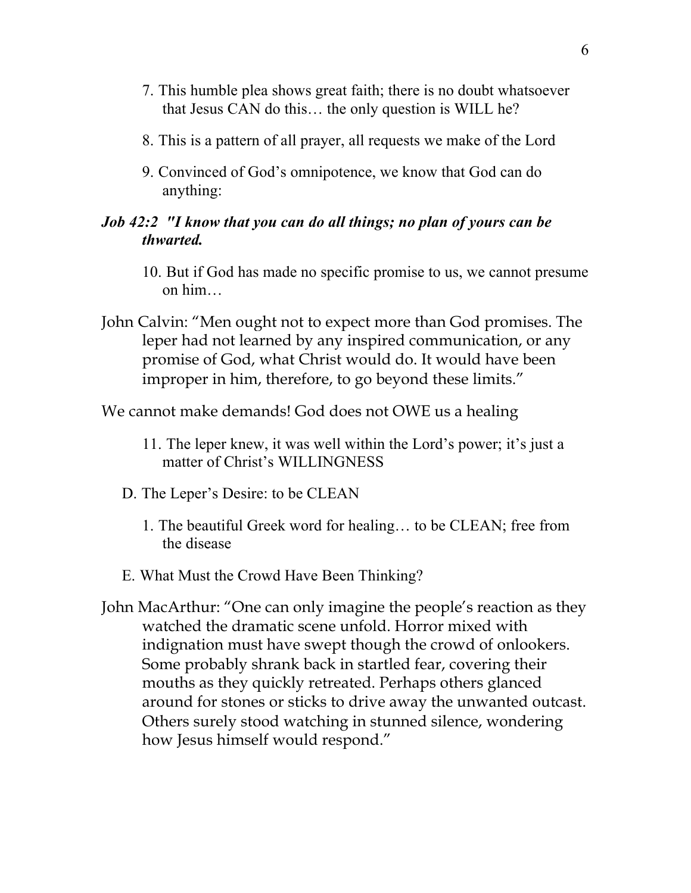7. This humble plea shows great faith; there is no doubt whatsoever that Jesus CAN do this… the only question is WILL he?

8. This is a pattern of all prayer, all requests we make of the Lord

9. Convinced of God's omnipotence, we know that God can do anything:

***Job 42:2 "I know that you can do all things; no plan of yours can be thwarted.***

10. But if God has made no specific promise to us, we cannot presume on him…

John Calvin: "Men ought not to expect more than God promises. The leper had not learned by any inspired communication, or any promise of God, what Christ would do. It would have been improper in him, therefore, to go beyond these limits."

We cannot make demands! God does not OWE us a healing

11. The leper knew, it was well within the Lord's power; it's just a matter of Christ's WILLINGNESS

D. The Leper's Desire: to be CLEAN

1. The beautiful Greek word for healing… to be CLEAN; free from the disease

E. What Must the Crowd Have Been Thinking?

John MacArthur: "One can only imagine the people's reaction as they watched the dramatic scene unfold. Horror mixed with indignation must have swept though the crowd of onlookers. Some probably shrank back in startled fear, covering their mouths as they quickly retreated. Perhaps others glanced around for stones or sticks to drive away the unwanted outcast. Others surely stood watching in stunned silence, wondering how Jesus himself would respond."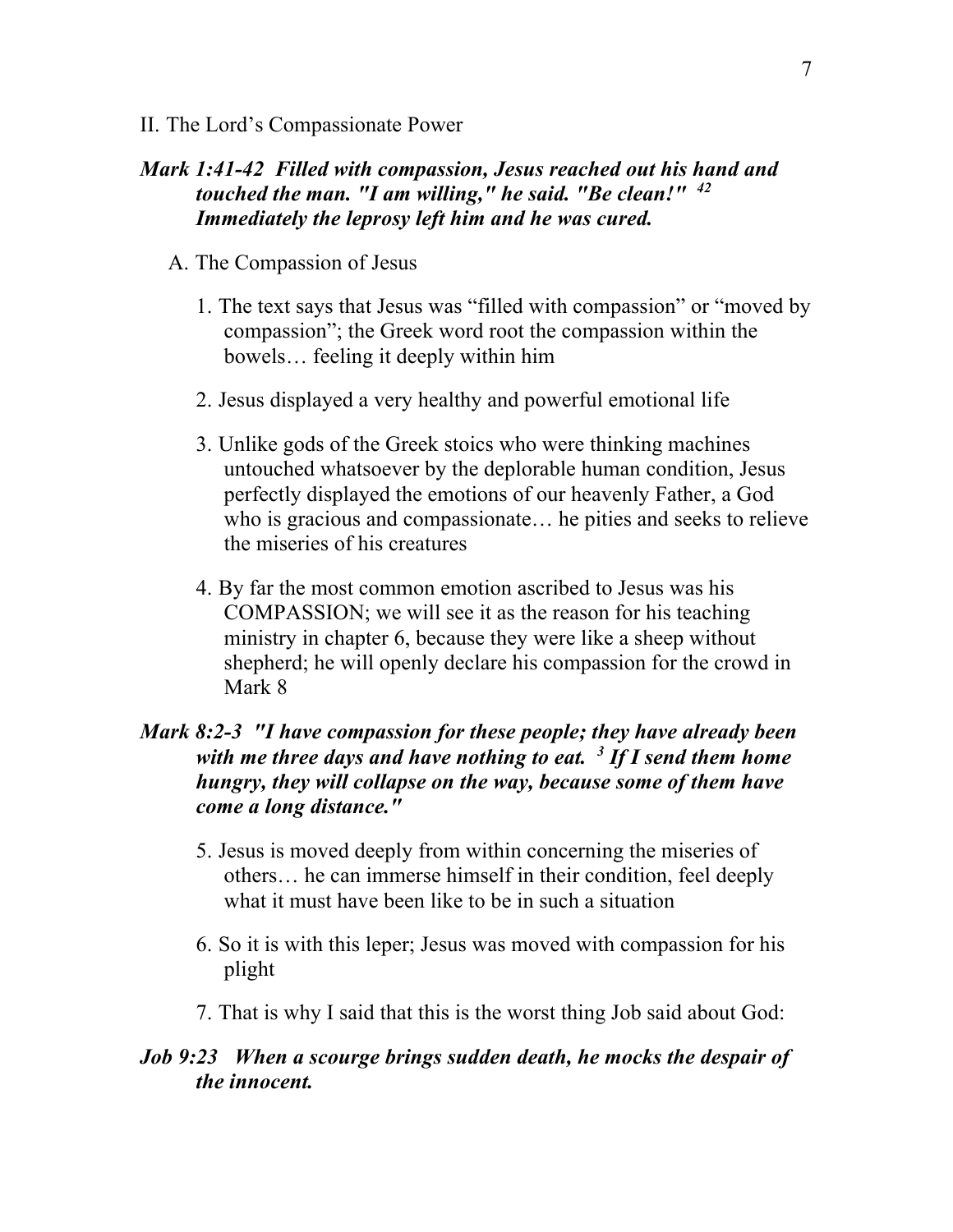II. The Lord's Compassionate Power

***Mark 1:41-42 Filled with compassion, Jesus reached out his hand and touched the man. "I am willing," he said. "Be clean!" [42] Immediately the leprosy left him and he was cured.***

A. The Compassion of Jesus

1. The text says that Jesus was "filled with compassion" or "moved by compassion"; the Greek word root the compassion within the bowels… feeling it deeply within him

2. Jesus displayed a very healthy and powerful emotional life

3. Unlike gods of the Greek stoics who were thinking machines untouched whatsoever by the deplorable human condition, Jesus perfectly displayed the emotions of our heavenly Father, a God who is gracious and compassionate… he pities and seeks to relieve the miseries of his creatures

4. By far the most common emotion ascribed to Jesus was his COMPASSION; we will see it as the reason for his teaching ministry in chapter 6, because they were like a sheep without shepherd; he will openly declare his compassion for the crowd in Mark 8

***Mark 8:2-3 "I have compassion for these people; they have already been with me three days and have nothing to eat. [3] If I send them home hungry, they will collapse on the way, because some of them have come a long distance."***

5. Jesus is moved deeply from within concerning the miseries of others… he can immerse himself in their condition, feel deeply what it must have been like to be in such a situation

6. So it is with this leper; Jesus was moved with compassion for his plight

7. That is why I said that this is the worst thing Job said about God:

***Job 9:23 When a scourge brings sudden death, he mocks the despair of the innocent.***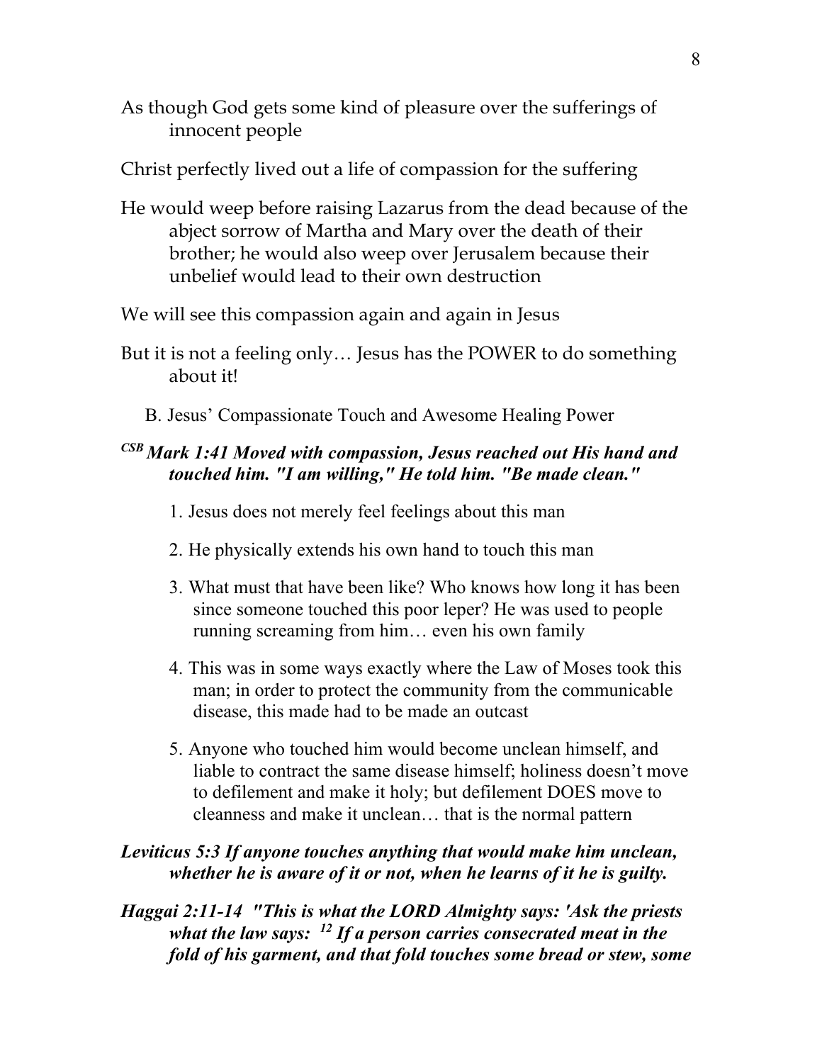As though God gets some kind of pleasure over the sufferings of innocent people

Christ perfectly lived out a life of compassion for the suffering

He would weep before raising Lazarus from the dead because of the abject sorrow of Martha and Mary over the death of their brother; he would also weep over Jerusalem because their unbelief would lead to their own destruction

We will see this compassion again and again in Jesus

But it is not a feeling only… Jesus has the POWER to do something about it!

B. Jesus' Compassionate Touch and Awesome Healing Power

***CSB* Mark 1:41 Moved with compassion, Jesus reached out His hand and touched him. "I am willing," He told him. "Be made clean."**

1. Jesus does not merely feel feelings about this man
2. He physically extends his own hand to touch this man
3. What must that have been like? Who knows how long it has been since someone touched this poor leper? He was used to people running screaming from him… even his own family
4. This was in some ways exactly where the Law of Moses took this man; in order to protect the community from the communicable disease, this made had to be made an outcast
5. Anyone who touched him would become unclean himself, and liable to contract the same disease himself; holiness doesn't move to defilement and make it holy; but defilement DOES move to cleanness and make it unclean… that is the normal pattern

***Leviticus 5:3 If anyone touches anything that would make him unclean, whether he is aware of it or not, when he learns of it he is guilty.***

***Haggai 2:11-14 "This is what the LORD Almighty says: 'Ask the priests what the law says: [12] If a person carries consecrated meat in the fold of his garment, and that fold touches some bread or stew, some***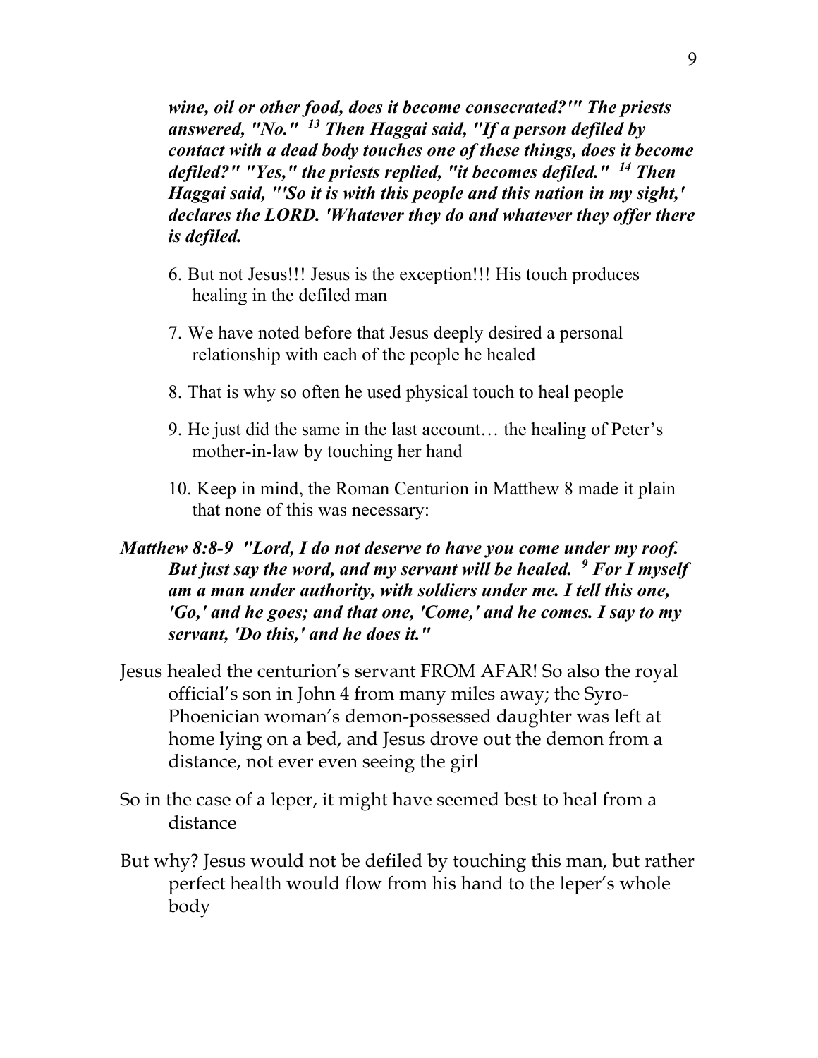***wine, oil or other food, does it become consecrated?'" The priests answered, "No." 13 Then Haggai said, "If a person defiled by contact with a dead body touches one of these things, does it become defiled?" "Yes," the priests replied, "it becomes defiled." 14 Then Haggai said, "'So it is with this people and this nation in my sight,' declares the LORD. 'Whatever they do and whatever they offer there is defiled.***

6. But not Jesus!!! Jesus is the exception!!! His touch produces healing in the defiled man
7. We have noted before that Jesus deeply desired a personal relationship with each of the people he healed
8. That is why so often he used physical touch to heal people
9. He just did the same in the last account… the healing of Peter's mother-in-law by touching her hand
10. Keep in mind, the Roman Centurion in Matthew 8 made it plain that none of this was necessary:

***Matthew 8:8-9 "Lord, I do not deserve to have you come under my roof. But just say the word, and my servant will be healed. 9 For I myself am a man under authority, with soldiers under me. I tell this one, 'Go,' and he goes; and that one, 'Come,' and he comes. I say to my servant, 'Do this,' and he does it."***

Jesus healed the centurion's servant FROM AFAR! So also the royal official's son in John 4 from many miles away; the Syro-Phoenician woman's demon-possessed daughter was left at home lying on a bed, and Jesus drove out the demon from a distance, not ever even seeing the girl

So in the case of a leper, it might have seemed best to heal from a distance

But why? Jesus would not be defiled by touching this man, but rather perfect health would flow from his hand to the leper's whole body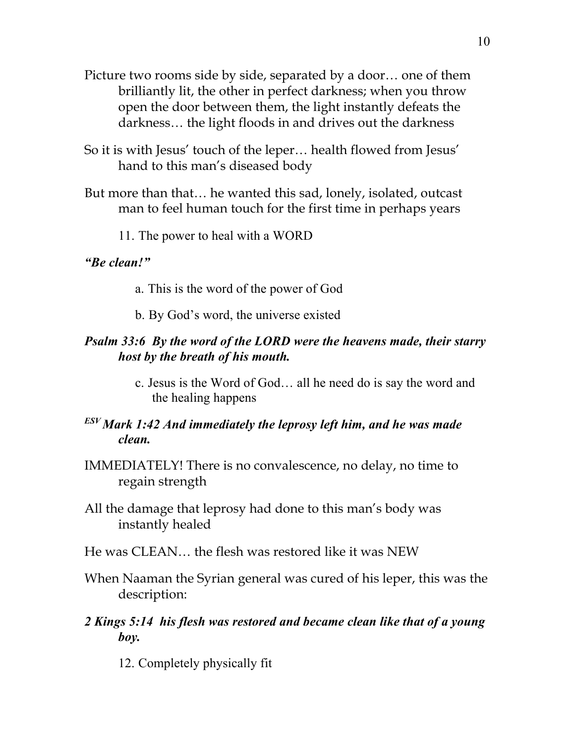Picture two rooms side by side, separated by a door… one of them brilliantly lit, the other in perfect darkness; when you throw open the door between them, the light instantly defeats the darkness… the light floods in and drives out the darkness

So it is with Jesus' touch of the leper… health flowed from Jesus' hand to this man's diseased body

But more than that… he wanted this sad, lonely, isolated, outcast man to feel human touch for the first time in perhaps years

11. The power to heal with a WORD

***"Be clean!"***

a. This is the word of the power of God

b. By God's word, the universe existed

***Psalm 33:6 By the word of the LORD were the heavens made, their starry host by the breath of his mouth.***

c. Jesus is the Word of God… all he need do is say the word and the healing happens

***ESV Mark 1:42 And immediately the leprosy left him, and he was made clean.***

IMMEDIATELY! There is no convalescence, no delay, no time to regain strength

All the damage that leprosy had done to this man's body was instantly healed

He was CLEAN… the flesh was restored like it was NEW

When Naaman the Syrian general was cured of his leper, this was the description:

***2 Kings 5:14 his flesh was restored and became clean like that of a young boy.***

12. Completely physically fit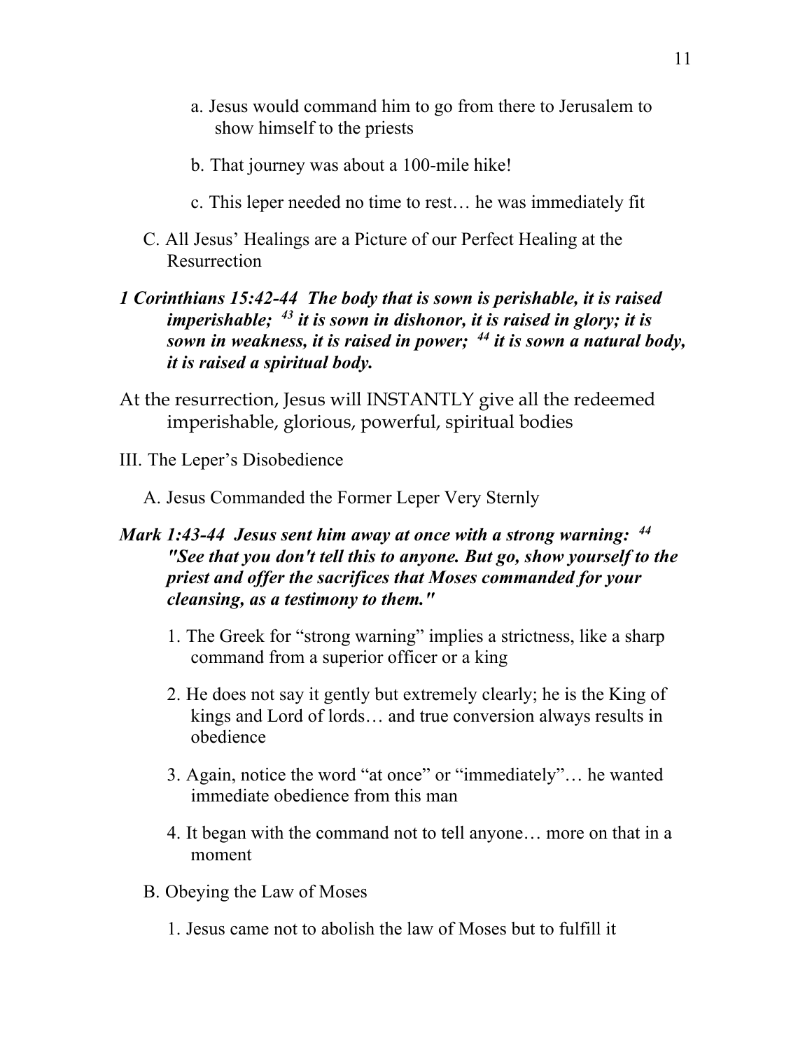a. Jesus would command him to go from there to Jerusalem to show himself to the priests

b. That journey was about a 100-mile hike!

c. This leper needed no time to rest… he was immediately fit

C. All Jesus' Healings are a Picture of our Perfect Healing at the Resurrection

***1 Corinthians 15:42-44 The body that is sown is perishable, it is raised imperishable; [43] it is sown in dishonor, it is raised in glory; it is sown in weakness, it is raised in power; [44] it is sown a natural body, it is raised a spiritual body.***

At the resurrection, Jesus will INSTANTLY give all the redeemed imperishable, glorious, powerful, spiritual bodies

III. The Leper's Disobedience

A. Jesus Commanded the Former Leper Very Sternly

***Mark 1:43-44 Jesus sent him away at once with a strong warning: [44] "See that you don't tell this to anyone. But go, show yourself to the priest and offer the sacrifices that Moses commanded for your cleansing, as a testimony to them."***

1. The Greek for "strong warning" implies a strictness, like a sharp command from a superior officer or a king

2. He does not say it gently but extremely clearly; he is the King of kings and Lord of lords… and true conversion always results in obedience

3. Again, notice the word "at once" or "immediately"… he wanted immediate obedience from this man

4. It began with the command not to tell anyone… more on that in a moment

B. Obeying the Law of Moses

1. Jesus came not to abolish the law of Moses but to fulfill it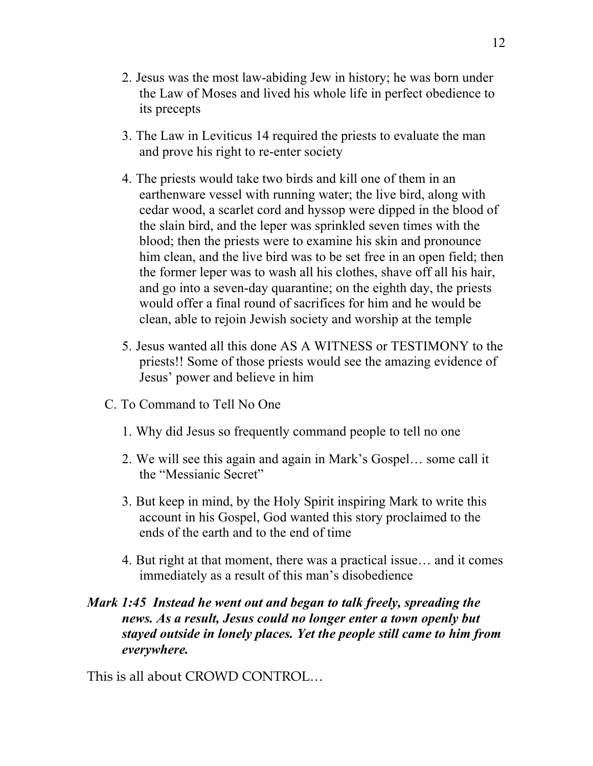2. Jesus was the most law-abiding Jew in history; he was born under the Law of Moses and lived his whole life in perfect obedience to its precepts

3. The Law in Leviticus 14 required the priests to evaluate the man and prove his right to re-enter society

4. The priests would take two birds and kill one of them in an earthenware vessel with running water; the live bird, along with cedar wood, a scarlet cord and hyssop were dipped in the blood of the slain bird, and the leper was sprinkled seven times with the blood; then the priests were to examine his skin and pronounce him clean, and the live bird was to be set free in an open field; then the former leper was to wash all his clothes, shave off all his hair, and go into a seven-day quarantine; on the eighth day, the priests would offer a final round of sacrifices for him and he would be clean, able to rejoin Jewish society and worship at the temple

5. Jesus wanted all this done AS A WITNESS or TESTIMONY to the priests!! Some of those priests would see the amazing evidence of Jesus' power and believe in him

C. To Command to Tell No One

1. Why did Jesus so frequently command people to tell no one

2. We will see this again and again in Mark's Gospel… some call it the "Messianic Secret"

3. But keep in mind, by the Holy Spirit inspiring Mark to write this account in his Gospel, God wanted this story proclaimed to the ends of the earth and to the end of time

4. But right at that moment, there was a practical issue… and it comes immediately as a result of this man's disobedience

***Mark 1:45 Instead he went out and began to talk freely, spreading the news. As a result, Jesus could no longer enter a town openly but stayed outside in lonely places. Yet the people still came to him from everywhere.***

This is all about CROWD CONTROL…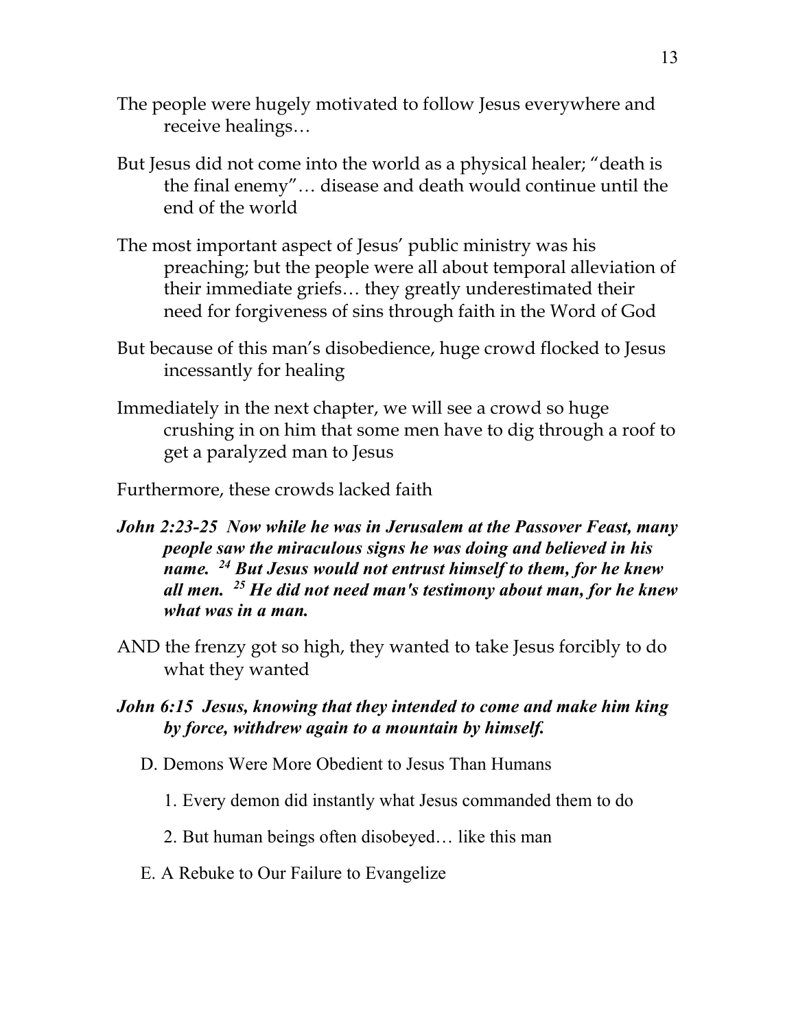The people were hugely motivated to follow Jesus everywhere and receive healings…

But Jesus did not come into the world as a physical healer; "death is the final enemy"… disease and death would continue until the end of the world

The most important aspect of Jesus' public ministry was his preaching; but the people were all about temporal alleviation of their immediate griefs… they greatly underestimated their need for forgiveness of sins through faith in the Word of God

But because of this man's disobedience, huge crowd flocked to Jesus incessantly for healing

Immediately in the next chapter, we will see a crowd so huge crushing in on him that some men have to dig through a roof to get a paralyzed man to Jesus

Furthermore, these crowds lacked faith

***John 2:23-25 Now while he was in Jerusalem at the Passover Feast, many people saw the miraculous signs he was doing and believed in his name. 24 But Jesus would not entrust himself to them, for he knew all men. 25 He did not need man's testimony about man, for he knew what was in a man.***

AND the frenzy got so high, they wanted to take Jesus forcibly to do what they wanted

***John 6:15 Jesus, knowing that they intended to come and make him king by force, withdrew again to a mountain by himself.***

D. Demons Were More Obedient to Jesus Than Humans

1. Every demon did instantly what Jesus commanded them to do

2. But human beings often disobeyed… like this man

E. A Rebuke to Our Failure to Evangelize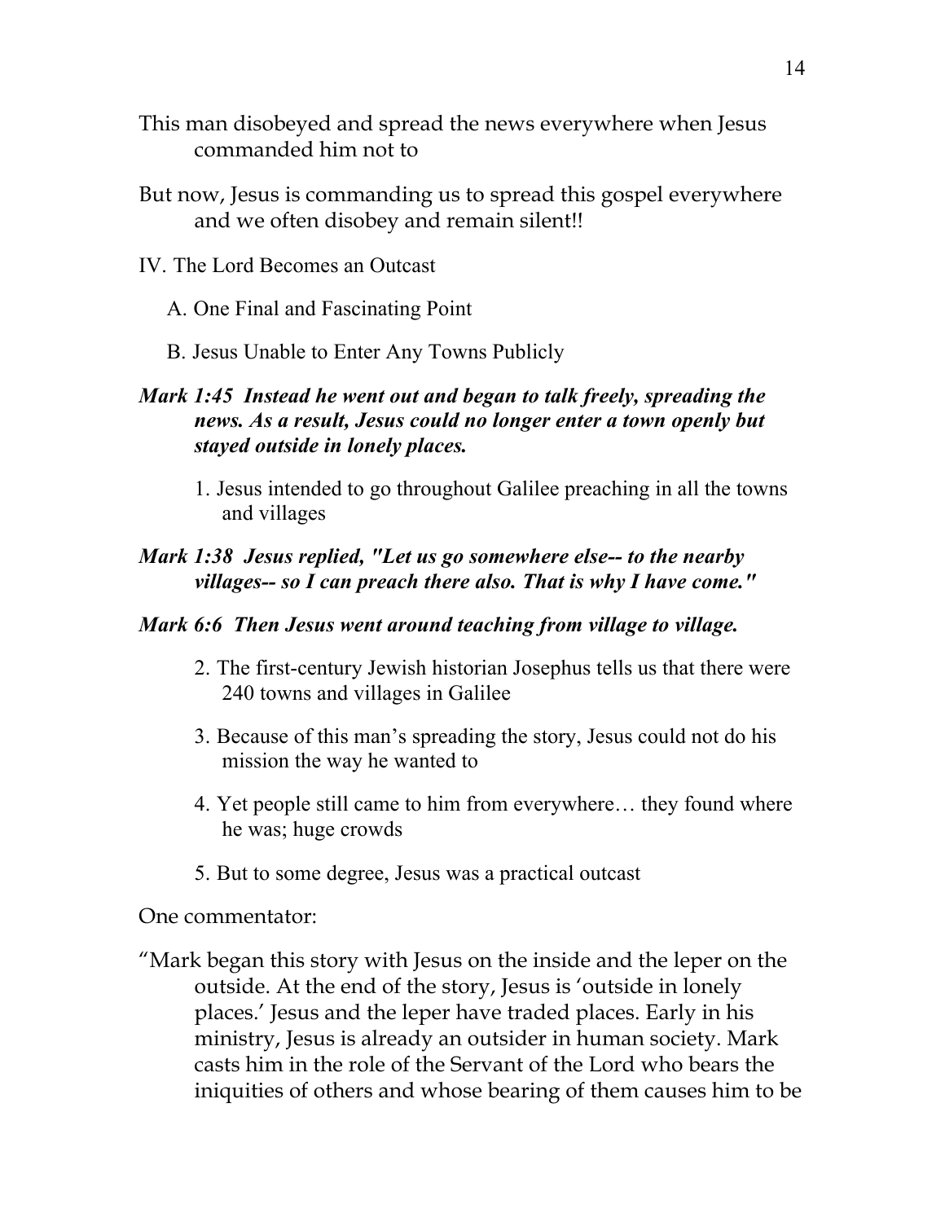This man disobeyed and spread the news everywhere when Jesus commanded him not to

But now, Jesus is commanding us to spread this gospel everywhere and we often disobey and remain silent!!

IV. The Lord Becomes an Outcast

A. One Final and Fascinating Point

B. Jesus Unable to Enter Any Towns Publicly

***Mark 1:45 Instead he went out and began to talk freely, spreading the news. As a result, Jesus could no longer enter a town openly but stayed outside in lonely places.***

1. Jesus intended to go throughout Galilee preaching in all the towns and villages

***Mark 1:38 Jesus replied, "Let us go somewhere else-- to the nearby villages-- so I can preach there also. That is why I have come."***

***Mark 6:6 Then Jesus went around teaching from village to village.***

2. The first-century Jewish historian Josephus tells us that there were 240 towns and villages in Galilee

3. Because of this man's spreading the story, Jesus could not do his mission the way he wanted to

4. Yet people still came to him from everywhere… they found where he was; huge crowds

5. But to some degree, Jesus was a practical outcast

One commentator:

"Mark began this story with Jesus on the inside and the leper on the outside. At the end of the story, Jesus is 'outside in lonely places.' Jesus and the leper have traded places. Early in his ministry, Jesus is already an outsider in human society. Mark casts him in the role of the Servant of the Lord who bears the iniquities of others and whose bearing of them causes him to be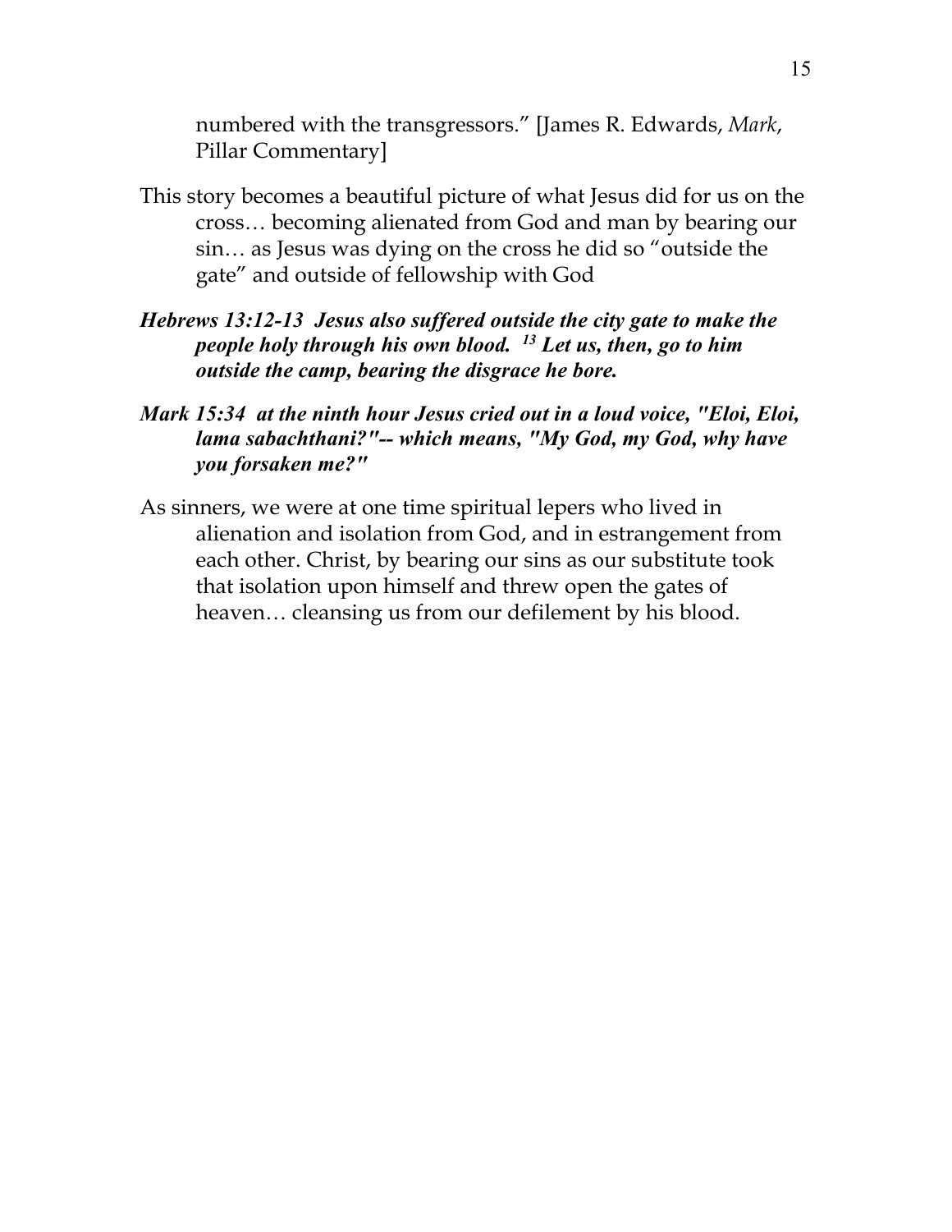numbered with the transgressors." [James R. Edwards, *Mark*, Pillar Commentary]

This story becomes a beautiful picture of what Jesus did for us on the cross… becoming alienated from God and man by bearing our sin… as Jesus was dying on the cross he did so "outside the gate" and outside of fellowship with God

***Hebrews 13:12-13 Jesus also suffered outside the city gate to make the people holy through his own blood. 13 Let us, then, go to him outside the camp, bearing the disgrace he bore.***

***Mark 15:34 at the ninth hour Jesus cried out in a loud voice, "Eloi, Eloi, lama sabachthani?"-- which means, "My God, my God, why have you forsaken me?"***

As sinners, we were at one time spiritual lepers who lived in alienation and isolation from God, and in estrangement from each other. Christ, by bearing our sins as our substitute took that isolation upon himself and threw open the gates of heaven… cleansing us from our defilement by his blood.